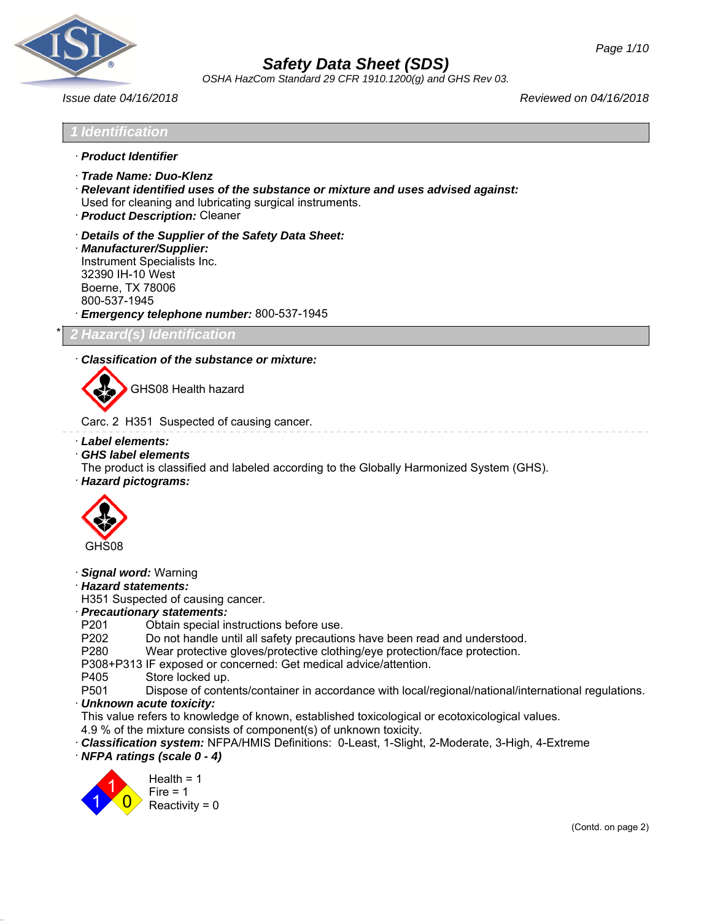# Safety Data Sheet (SDS)

*OSHA HazCom Standard 29 CFR 1910.1200(g) and GHS Rev 03.*

*Issue date 04/16/2018* *Reviewed on 04/16/2018*

## 1 Identification

· ***Product Identifier***

· ***Trade Name: Duo-Klenz***

· ***Relevant identified uses of the substance or mixture and uses advised against:***
Used for cleaning and lubricating surgical instruments.

· ***Product Description:*** Cleaner

· ***Details of the Supplier of the Safety Data Sheet:***

· ***Manufacturer/Supplier:***
Instrument Specialists Inc.
32390 IH-10 West
Boerne, TX 78006
800-537-1945

· ***Emergency telephone number:*** 800-537-1945

## * 2 Hazard(s) Identification

· ***Classification of the substance or mixture:***

GHS08 Health hazard

Carc. 2 H351 Suspected of causing cancer.

· ***Label elements:***

· ***GHS label elements***
The product is classified and labeled according to the Globally Harmonized System (GHS).

· ***Hazard pictograms:***

GHS08

· ***Signal word:*** Warning

· ***Hazard statements:***
H351 Suspected of causing cancer.

· ***Precautionary statements:***

| | |
|---|---|
| P201 | Obtain special instructions before use. |
| P202 | Do not handle until all safety precautions have been read and understood. |
| P280 | Wear protective gloves/protective clothing/eye protection/face protection. |
| P308+P313 | IF exposed or concerned: Get medical advice/attention. |
| P405 | Store locked up. |
| P501 | Dispose of contents/container in accordance with local/regional/national/international regulations. |

· ***Unknown acute toxicity:***
This value refers to knowledge of known, established toxicological or ecotoxicological values.
4.9 % of the mixture consists of component(s) of unknown toxicity.

· ***Classification system:*** NFPA/HMIS Definitions: 0-Least, 1-Slight, 2-Moderate, 3-High, 4-Extreme

· ***NFPA ratings (scale 0 - 4)***

Health = 1
Fire = 1
Reactivity = 0

(Contd. on page 2)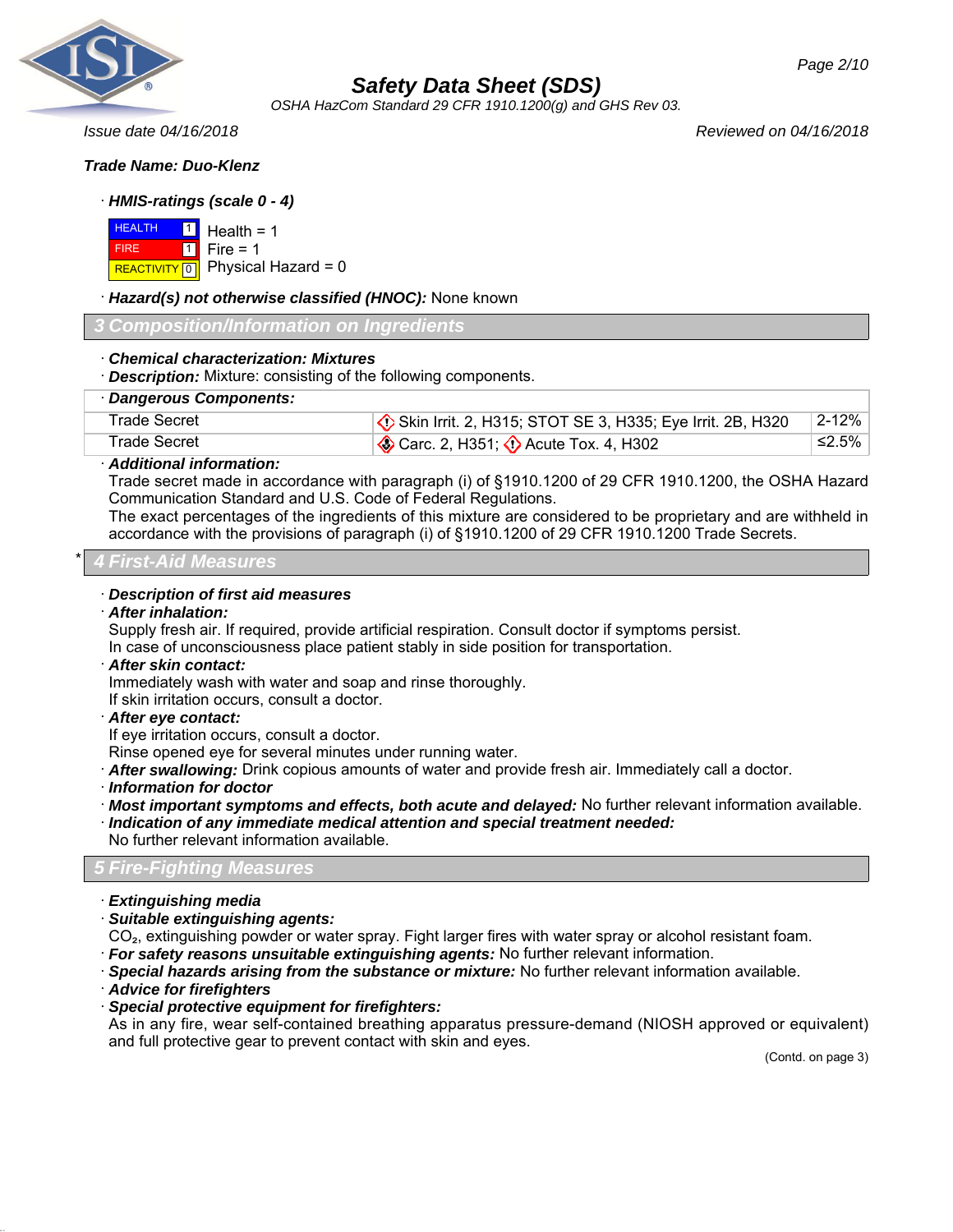**Trade Name: Duo-Klenz**

· ***HMIS-ratings (scale 0 - 4)***

| | | |
|---|---|---|
| HEALTH | 1 | Health = 1 |
| FIRE | 1 | Fire = 1 |
| REACTIVITY | 0 | Physical Hazard = 0 |

· ***Hazard(s) not otherwise classified (HNOC):*** None known

## 3 Composition/Information on Ingredients

· ***Chemical characterization: Mixtures***
· ***Description:*** Mixture: consisting of the following components.

| · **Dangerous Components:** | | |
|---|---|---|
| Trade Secret | Skin Irrit. 2, H315; STOT SE 3, H335; Eye Irrit. 2B, H320 | 2-12% |
| Trade Secret | Carc. 2, H351; Acute Tox. 4, H302 | ≤2.5% |

· ***Additional information:***
Trade secret made in accordance with paragraph (i) of §1910.1200 of 29 CFR 1910.1200, the OSHA Hazard Communication Standard and U.S. Code of Federal Regulations.
The exact percentages of the ingredients of this mixture are considered to be proprietary and are withheld in accordance with the provisions of paragraph (i) of §1910.1200 of 29 CFR 1910.1200 Trade Secrets.

## * 4 First-Aid Measures

· ***Description of first aid measures***
· ***After inhalation:***
Supply fresh air. If required, provide artificial respiration. Consult doctor if symptoms persist.
In case of unconsciousness place patient stably in side position for transportation.
· ***After skin contact:***
Immediately wash with water and soap and rinse thoroughly.
If skin irritation occurs, consult a doctor.
· ***After eye contact:***
If eye irritation occurs, consult a doctor.
Rinse opened eye for several minutes under running water.
· ***After swallowing:*** Drink copious amounts of water and provide fresh air. Immediately call a doctor.
· ***Information for doctor***
· ***Most important symptoms and effects, both acute and delayed:*** No further relevant information available.
· ***Indication of any immediate medical attention and special treatment needed:***
No further relevant information available.

## 5 Fire-Fighting Measures

· ***Extinguishing media***
· ***Suitable extinguishing agents:***
$CO_2$, extinguishing powder or water spray. Fight larger fires with water spray or alcohol resistant foam.
· ***For safety reasons unsuitable extinguishing agents:*** No further relevant information.
· ***Special hazards arising from the substance or mixture:*** No further relevant information available.
· ***Advice for firefighters***
· ***Special protective equipment for firefighters:***
As in any fire, wear self-contained breathing apparatus pressure-demand (NIOSH approved or equivalent) and full protective gear to prevent contact with skin and eyes.

(Contd. on page 3)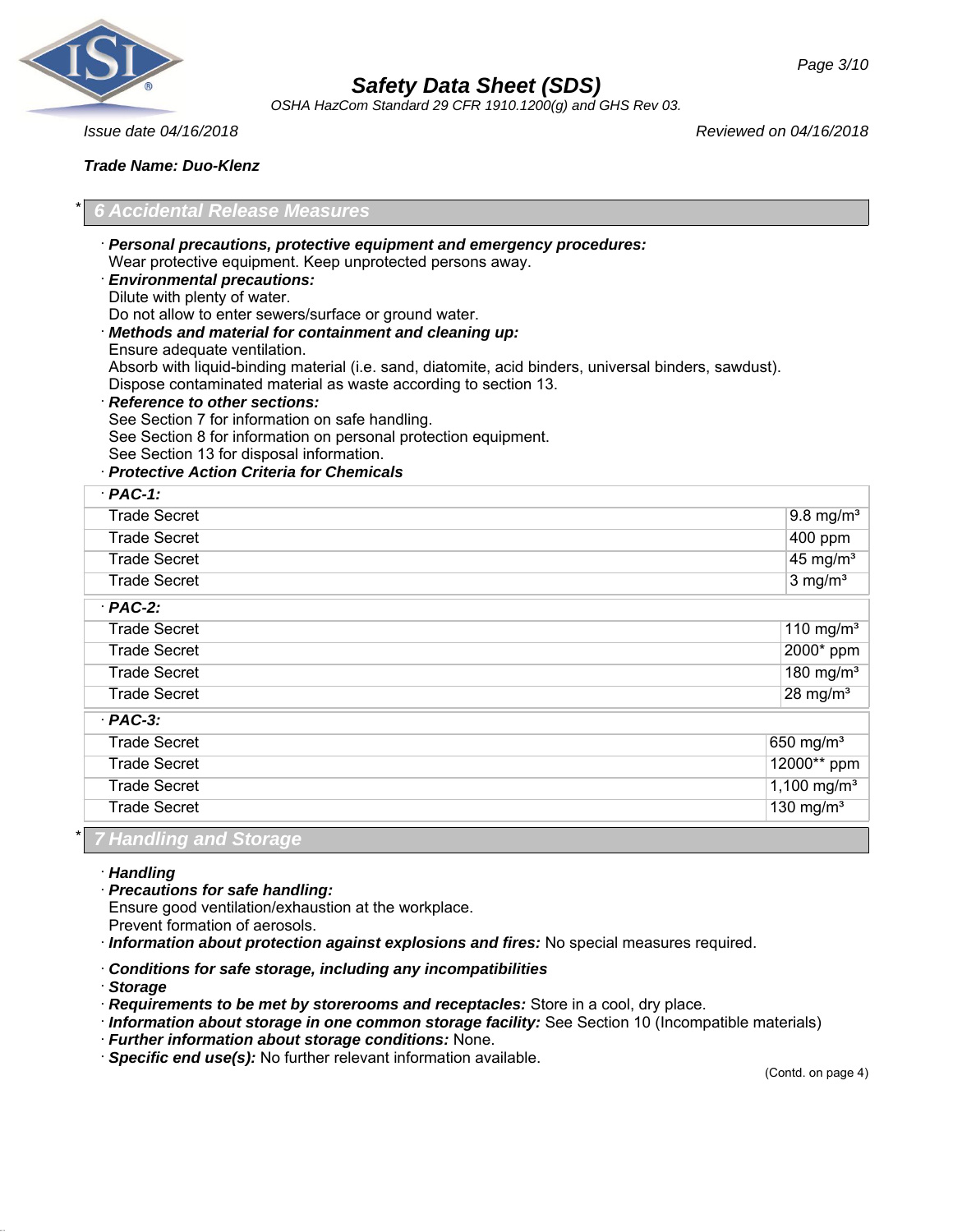**Trade Name: Duo-Klenz**

## * 6 Accidental Release Measures

· ***Personal precautions, protective equipment and emergency procedures:***
Wear protective equipment. Keep unprotected persons away.

· ***Environmental precautions:***
Dilute with plenty of water.
Do not allow to enter sewers/surface or ground water.

· ***Methods and material for containment and cleaning up:***
Ensure adequate ventilation.
Absorb with liquid-binding material (i.e. sand, diatomite, acid binders, universal binders, sawdust).
Dispose contaminated material as waste according to section 13.

· ***Reference to other sections:***
See Section 7 for information on safe handling.
See Section 8 for information on personal protection equipment.
See Section 13 for disposal information.

· ***Protective Action Criteria for Chemicals***

| · ***PAC-1:*** | |
|---|---|
| Trade Secret | 9.8 mg/m³ |
| Trade Secret | 400 ppm |
| Trade Secret | 45 mg/m³ |
| Trade Secret | 3 mg/m³ |
| · ***PAC-2:*** | |
| Trade Secret | 110 mg/m³ |
| Trade Secret | 2000* ppm |
| Trade Secret | 180 mg/m³ |
| Trade Secret | 28 mg/m³ |
| · ***PAC-3:*** | |
| Trade Secret | 650 mg/m³ |
| Trade Secret | 12000** ppm |
| Trade Secret | 1,100 mg/m³ |
| Trade Secret | 130 mg/m³ |

## * 7 Handling and Storage

· ***Handling***

· ***Precautions for safe handling:***
Ensure good ventilation/exhaustion at the workplace.
Prevent formation of aerosols.

· ***Information about protection against explosions and fires:*** No special measures required.

· ***Conditions for safe storage, including any incompatibilities***

· ***Storage***

· ***Requirements to be met by storerooms and receptacles:*** Store in a cool, dry place.

· ***Information about storage in one common storage facility:*** See Section 10 (Incompatible materials)

· ***Further information about storage conditions:*** None.

· ***Specific end use(s):*** No further relevant information available.

(Contd. on page 4)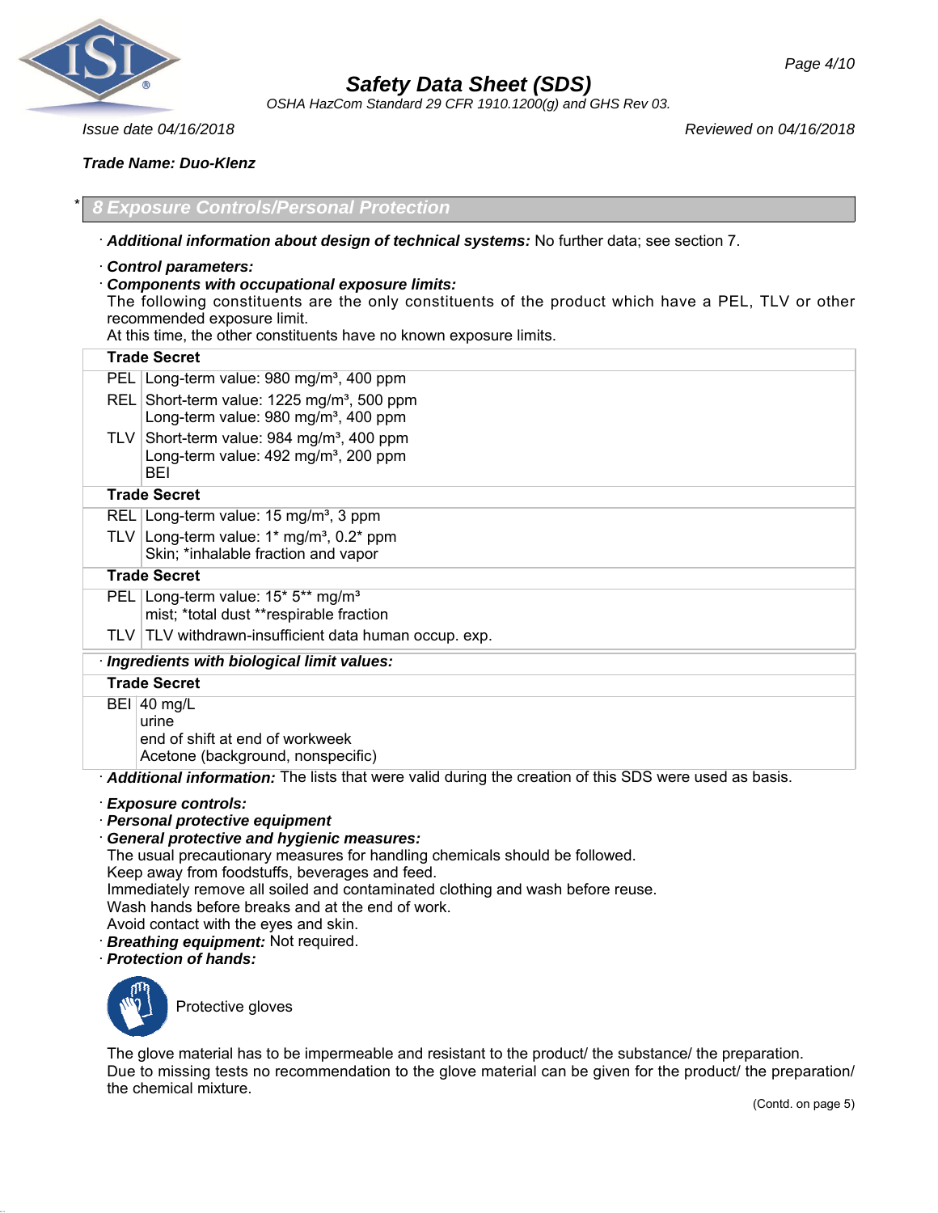## 8 Exposure Controls/Personal Protection

· ***Additional information about design of technical systems:*** No further data; see section 7.

· ***Control parameters:***

· ***Components with occupational exposure limits:***

The following constituents are the only constituents of the product which have a PEL, TLV or other recommended exposure limit.

At this time, the other constituents have no known exposure limits.

| **Trade Secret** | |
|---|---|
| PEL | Long-term value: 980 mg/m³, 400 ppm |
| REL | Short-term value: 1225 mg/m³, 500 ppm<br>Long-term value: 980 mg/m³, 400 ppm |
| TLV | Short-term value: 984 mg/m³, 400 ppm<br>Long-term value: 492 mg/m³, 200 ppm<br>BEI |
| **Trade Secret** | |
| REL | Long-term value: 15 mg/m³, 3 ppm |
| TLV | Long-term value: 1* mg/m³, 0.2* ppm<br>Skin; *inhalable fraction and vapor |
| **Trade Secret** | |
| PEL | Long-term value: 15* 5** mg/m³<br>mist; *total dust **respirable fraction |
| TLV | TLV withdrawn-insufficient data human occup. exp. |

· ***Ingredients with biological limit values:***

| **Trade Secret** | |
|---|---|
| BEI | 40 mg/L<br>urine<br>end of shift at end of workweek<br>Acetone (background, nonspecific) |

· ***Additional information:*** The lists that were valid during the creation of this SDS were used as basis.

· ***Exposure controls:***

· ***Personal protective equipment***

· ***General protective and hygienic measures:***

The usual precautionary measures for handling chemicals should be followed.
Keep away from foodstuffs, beverages and feed.
Immediately remove all soiled and contaminated clothing and wash before reuse.
Wash hands before breaks and at the end of work.
Avoid contact with the eyes and skin.

· ***Breathing equipment:*** Not required.

· ***Protection of hands:***

Protective gloves

The glove material has to be impermeable and resistant to the product/ the substance/ the preparation.
Due to missing tests no recommendation to the glove material can be given for the product/ the preparation/ the chemical mixture.

(Contd. on page 5)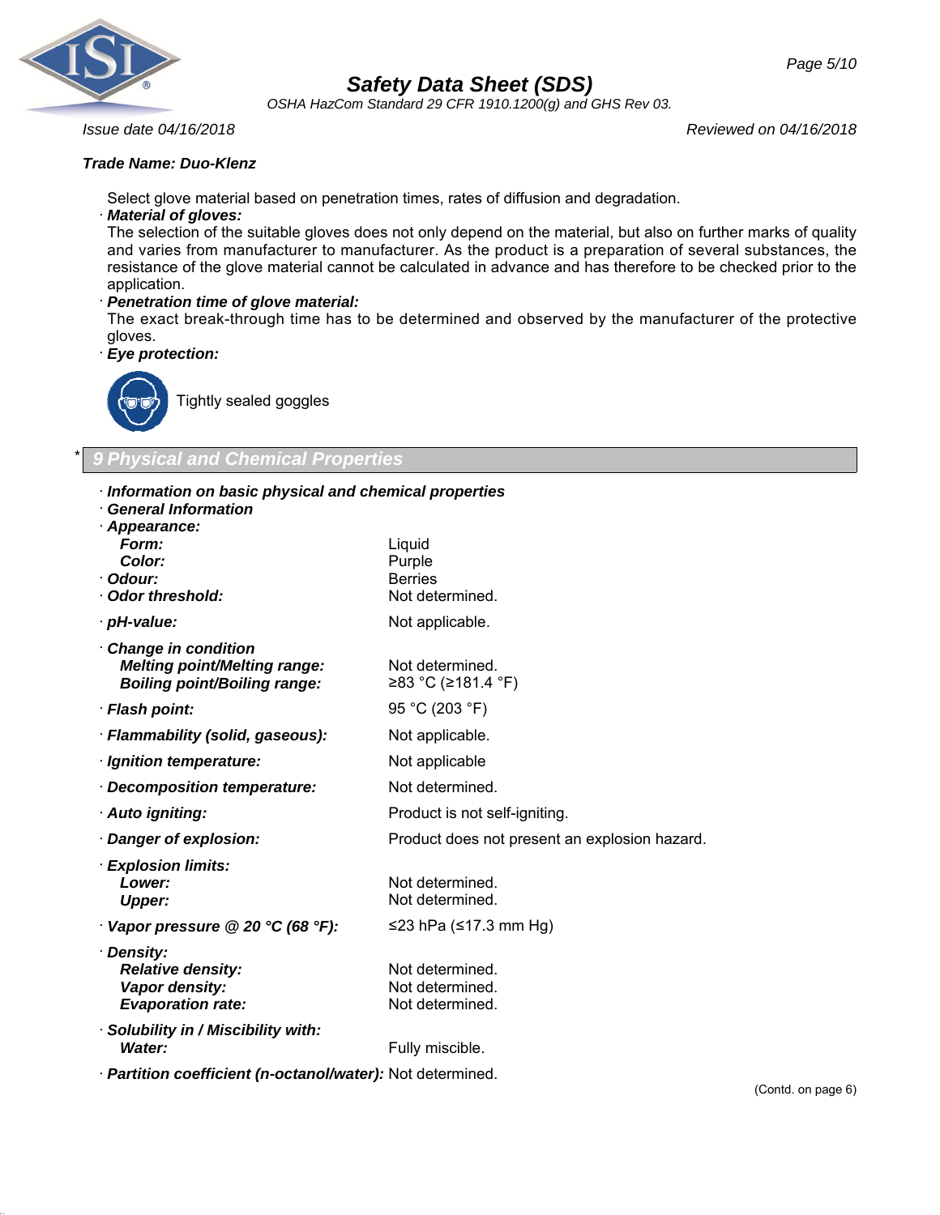**Trade Name: Duo-Klenz**

Select glove material based on penetration times, rates of diffusion and degradation.

· ***Material of gloves:***
The selection of the suitable gloves does not only depend on the material, but also on further marks of quality and varies from manufacturer to manufacturer. As the product is a preparation of several substances, the resistance of the glove material cannot be calculated in advance and has therefore to be checked prior to the application.

· ***Penetration time of glove material:***
The exact break-through time has to be determined and observed by the manufacturer of the protective gloves.

· ***Eye protection:***

Tightly sealed goggles

## * 9 Physical and Chemical Properties

· ***Information on basic physical and chemical properties***

· ***General Information***

| | |
|---|---|
| · ***Appearance:*** | |
| ***Form:*** | Liquid |
| ***Color:*** | Purple |
| · ***Odour:*** | Berries |
| · ***Odor threshold:*** | Not determined. |
| · ***pH-value:*** | Not applicable. |
| · ***Change in condition*** | |
| ***Melting point/Melting range:*** | Not determined. |
| ***Boiling point/Boiling range:*** | ≥83 °C (≥181.4 °F) |
| · ***Flash point:*** | 95 °C (203 °F) |
| · ***Flammability (solid, gaseous):*** | Not applicable. |
| · ***Ignition temperature:*** | Not applicable |
| · ***Decomposition temperature:*** | Not determined. |
| · ***Auto igniting:*** | Product is not self-igniting. |
| · ***Danger of explosion:*** | Product does not present an explosion hazard. |
| · ***Explosion limits:*** | |
| ***Lower:*** | Not determined. |
| ***Upper:*** | Not determined. |
| · ***Vapor pressure @ 20 °C (68 °F):*** | ≤23 hPa (≤17.3 mm Hg) |
| · ***Density:*** | |
| ***Relative density:*** | Not determined. |
| ***Vapor density:*** | Not determined. |
| ***Evaporation rate:*** | Not determined. |
| · ***Solubility in / Miscibility with:*** | |
| ***Water:*** | Fully miscible. |
| · ***Partition coefficient (n-octanol/water):*** | Not determined. |

(Contd. on page 6)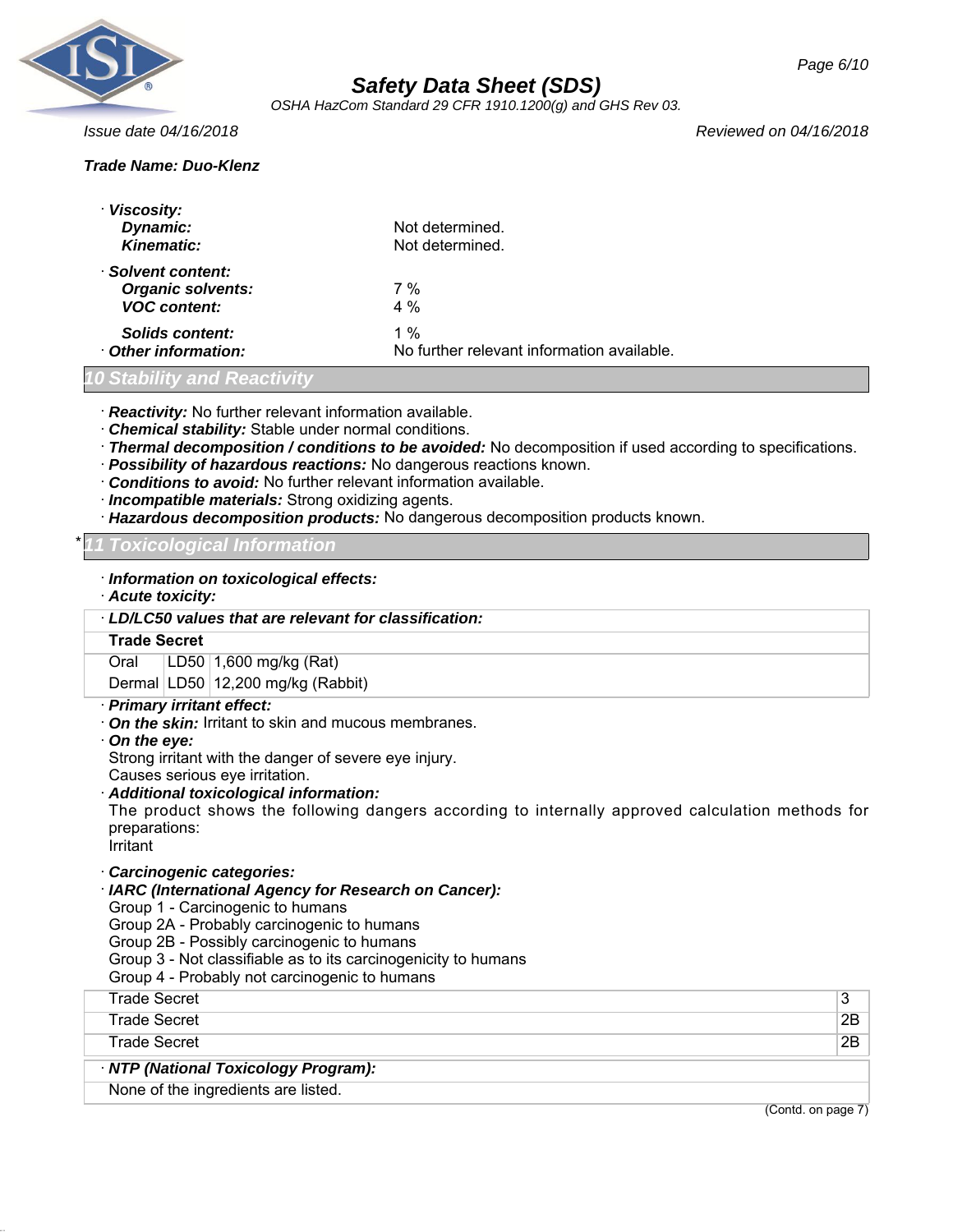**Trade Name: Duo-Klenz**

· **Viscosity:**
  **Dynamic:** Not determined.
  **Kinematic:** Not determined.

· **Solvent content:**
  **Organic solvents:** 7 %
  **VOC content:** 4 %

  **Solids content:** 1 %

· **Other information:** No further relevant information available.

## 10 Stability and Reactivity

· **Reactivity:** No further relevant information available.
· **Chemical stability:** Stable under normal conditions.
· **Thermal decomposition / conditions to be avoided:** No decomposition if used according to specifications.
· **Possibility of hazardous reactions:** No dangerous reactions known.
· **Conditions to avoid:** No further relevant information available.
· **Incompatible materials:** Strong oxidizing agents.
· **Hazardous decomposition products:** No dangerous decomposition products known.

## * 11 Toxicological Information

· **Information on toxicological effects:**
· **Acute toxicity:**

| · **LD/LC50 values that are relevant for classification:** | | |
|---|---|---|
| **Trade Secret** | | |
| Oral | LD50 | 1,600 mg/kg (Rat) |
| Dermal | LD50 | 12,200 mg/kg (Rabbit) |

· **Primary irritant effect:**
· **On the skin:** Irritant to skin and mucous membranes.
· **On the eye:**
Strong irritant with the danger of severe eye injury.
Causes serious eye irritation.
· **Additional toxicological information:**
The product shows the following dangers according to internally approved calculation methods for preparations:
Irritant

· **Carcinogenic categories:**
· **IARC (International Agency for Research on Cancer):**
Group 1 - Carcinogenic to humans
Group 2A - Probably carcinogenic to humans
Group 2B - Possibly carcinogenic to humans
Group 3 - Not classifiable as to its carcinogenicity to humans
Group 4 - Probably not carcinogenic to humans

| | |
|---|---|
| Trade Secret | 3 |
| Trade Secret | 2B |
| Trade Secret | 2B |

· **NTP (National Toxicology Program):**
None of the ingredients are listed.

(Contd. on page 7)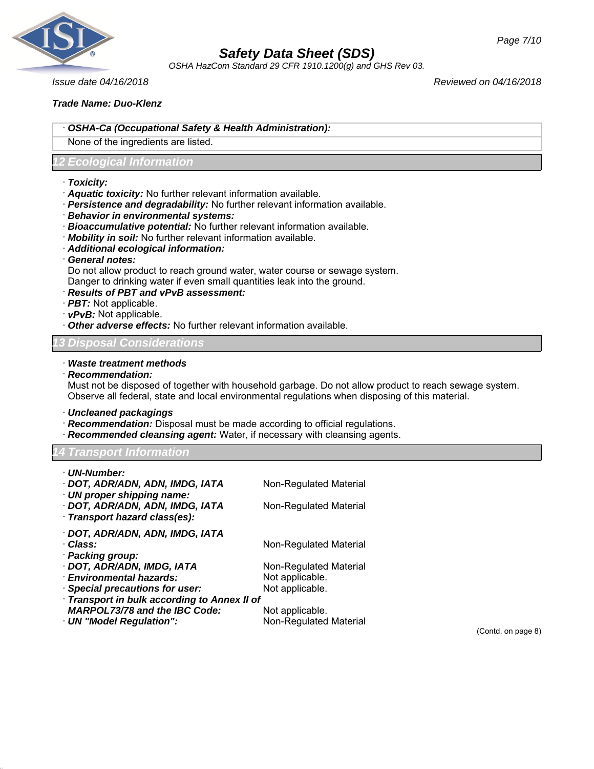**Trade Name: Duo-Klenz**

| · **OSHA-Ca (Occupational Safety & Health Administration):** |
|---|
| None of the ingredients are listed. |

## 12 Ecological Information

- · ***Toxicity:***
- · ***Aquatic toxicity:*** No further relevant information available.
- · ***Persistence and degradability:*** No further relevant information available.
- · ***Behavior in environmental systems:***
- · ***Bioaccumulative potential:*** No further relevant information available.
- · ***Mobility in soil:*** No further relevant information available.
- · ***Additional ecological information:***
- · ***General notes:***
  Do not allow product to reach ground water, water course or sewage system.
  Danger to drinking water if even small quantities leak into the ground.
- · ***Results of PBT and vPvB assessment:***
- · ***PBT:*** Not applicable.
- · ***vPvB:*** Not applicable.
- · ***Other adverse effects:*** No further relevant information available.

## 13 Disposal Considerations

- · ***Waste treatment methods***
- · ***Recommendation:***
  Must not be disposed of together with household garbage. Do not allow product to reach sewage system.
  Observe all federal, state and local environmental regulations when disposing of this material.

- · ***Uncleaned packagings***
- · ***Recommendation:*** Disposal must be made according to official regulations.
- · ***Recommended cleansing agent:*** Water, if necessary with cleansing agents.

## 14 Transport Information

| | |
|---|---|
| · ***UN-Number:*** | |
| · ***DOT, ADR/ADN, ADN, IMDG, IATA*** | Non-Regulated Material |
| · ***UN proper shipping name:*** | |
| · ***DOT, ADR/ADN, ADN, IMDG, IATA*** | Non-Regulated Material |
| · ***Transport hazard class(es):*** | |
| · ***DOT, ADR/ADN, ADN, IMDG, IATA*** | |
| · ***Class:*** | Non-Regulated Material |
| · ***Packing group:*** | |
| · ***DOT, ADR/ADN, IMDG, IATA*** | Non-Regulated Material |
| · ***Environmental hazards:*** | Not applicable. |
| · ***Special precautions for user:*** | Not applicable. |
| · ***Transport in bulk according to Annex II of MARPOL73/78 and the IBC Code:*** | Not applicable. |
| · ***UN "Model Regulation":*** | Non-Regulated Material |

(Contd. on page 8)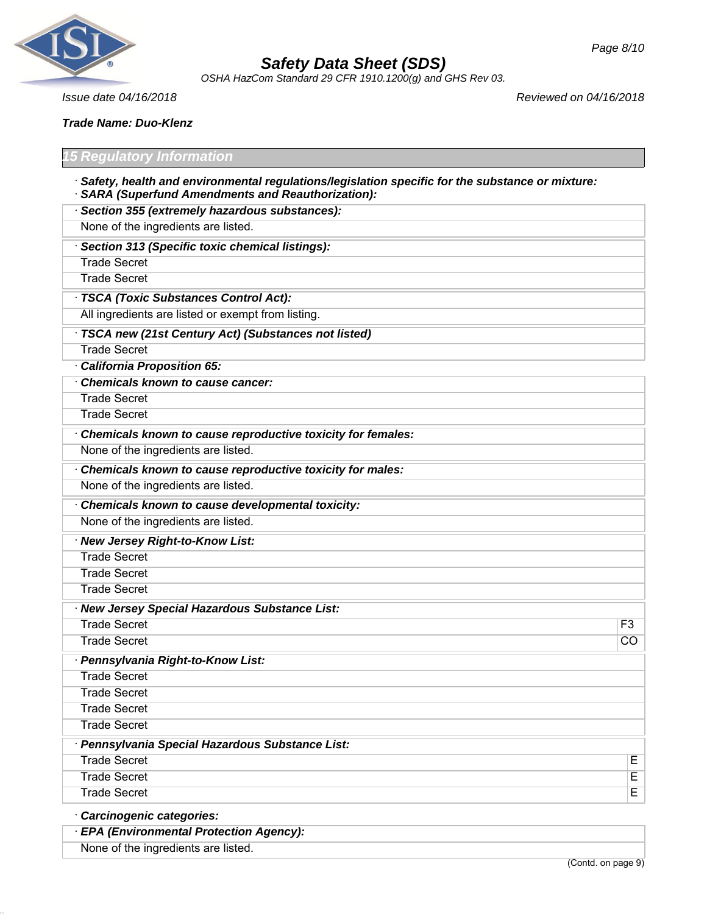**Trade Name: Duo-Klenz**

## 15 Regulatory Information

· **Safety, health and environmental regulations/legislation specific for the substance or mixture:**
· **SARA (Superfund Amendments and Reauthorization):**

| · **Section 355 (extremely hazardous substances):** |
|---|
| None of the ingredients are listed. |

| · **Section 313 (Specific toxic chemical listings):** |
|---|
| Trade Secret |
| Trade Secret |

| · **TSCA (Toxic Substances Control Act):** |
|---|
| All ingredients are listed or exempt from listing. |

| · **TSCA new (21st Century Act) (Substances not listed)** |
|---|
| Trade Secret |

· **California Proposition 65:**

| · **Chemicals known to cause cancer:** |
|---|
| Trade Secret |
| Trade Secret |

| · **Chemicals known to cause reproductive toxicity for females:** |
|---|
| None of the ingredients are listed. |

| · **Chemicals known to cause reproductive toxicity for males:** |
|---|
| None of the ingredients are listed. |

| · **Chemicals known to cause developmental toxicity:** |
|---|
| None of the ingredients are listed. |

| · **New Jersey Right-to-Know List:** |
|---|
| Trade Secret |
| Trade Secret |
| Trade Secret |

| · **New Jersey Special Hazardous Substance List:** | |
|---|---|
| Trade Secret | F3 |
| Trade Secret | CO |

| · **Pennsylvania Right-to-Know List:** |
|---|
| Trade Secret |
| Trade Secret |
| Trade Secret |
| Trade Secret |

| · **Pennsylvania Special Hazardous Substance List:** | |
|---|---|
| Trade Secret | E |
| Trade Secret | E |
| Trade Secret | E |

· **Carcinogenic categories:**

| · **EPA (Environmental Protection Agency):** |
|---|
| None of the ingredients are listed. |

(Contd. on page 9)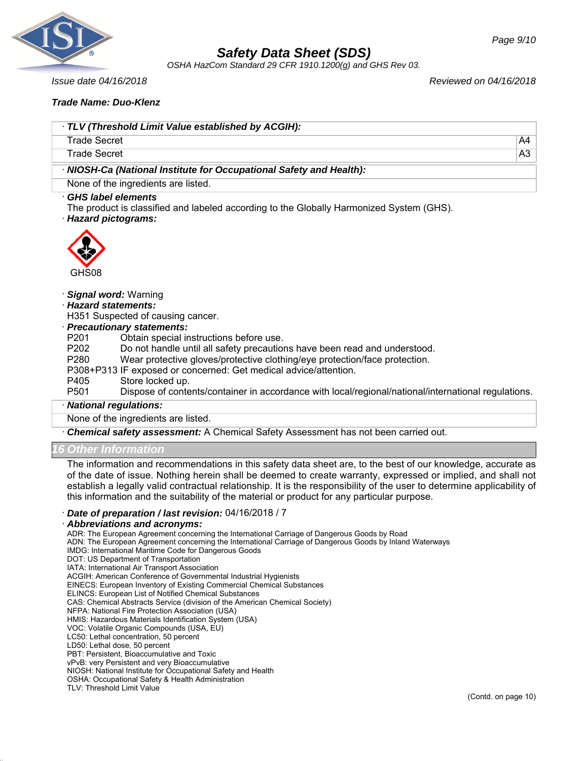**Trade Name: Duo-Klenz**

| · **TLV (Threshold Limit Value established by ACGIH):** | |
|---|---|
| Trade Secret | A4 |
| Trade Secret | A3 |

· **NIOSH-Ca (National Institute for Occupational Safety and Health):**

None of the ingredients are listed.

· **GHS label elements**

The product is classified and labeled according to the Globally Harmonized System (GHS).

· **Hazard pictograms:**

GHS08

· **Signal word:** Warning

· **Hazard statements:**

H351 Suspected of causing cancer.

· **Precautionary statements:**

| | |
|---|---|
| P201 | Obtain special instructions before use. |
| P202 | Do not handle until all safety precautions have been read and understood. |
| P280 | Wear protective gloves/protective clothing/eye protection/face protection. |
| P308+P313 | IF exposed or concerned: Get medical advice/attention. |
| P405 | Store locked up. |
| P501 | Dispose of contents/container in accordance with local/regional/national/international regulations. |

· **National regulations:**

None of the ingredients are listed.

· **Chemical safety assessment:** A Chemical Safety Assessment has not been carried out.

## 16 Other Information

The information and recommendations in this safety data sheet are, to the best of our knowledge, accurate as of the date of issue. Nothing herein shall be deemed to create warranty, expressed or implied, and shall not establish a legally valid contractual relationship. It is the responsibility of the user to determine applicability of this information and the suitability of the material or product for any particular purpose.

· **Date of preparation / last revision:** 04/16/2018 / 7

· **Abbreviations and acronyms:**

ADR: The European Agreement concerning the International Carriage of Dangerous Goods by Road
ADN: The European Agreement concerning the International Carriage of Dangerous Goods by Inland Waterways
IMDG: International Maritime Code for Dangerous Goods
DOT: US Department of Transportation
IATA: International Air Transport Association
ACGIH: American Conference of Governmental Industrial Hygienists
EINECS: European Inventory of Existing Commercial Chemical Substances
ELINCS: European List of Notified Chemical Substances
CAS: Chemical Abstracts Service (division of the American Chemical Society)
NFPA: National Fire Protection Association (USA)
HMIS: Hazardous Materials Identification System (USA)
VOC: Volatile Organic Compounds (USA, EU)
LC50: Lethal concentration, 50 percent
LD50: Lethal dose, 50 percent
PBT: Persistent, Bioaccumulative and Toxic
vPvB: very Persistent and very Bioaccumulative
NIOSH: National Institute for Occupational Safety and Health
OSHA: Occupational Safety & Health Administration
TLV: Threshold Limit Value

(Contd. on page 10)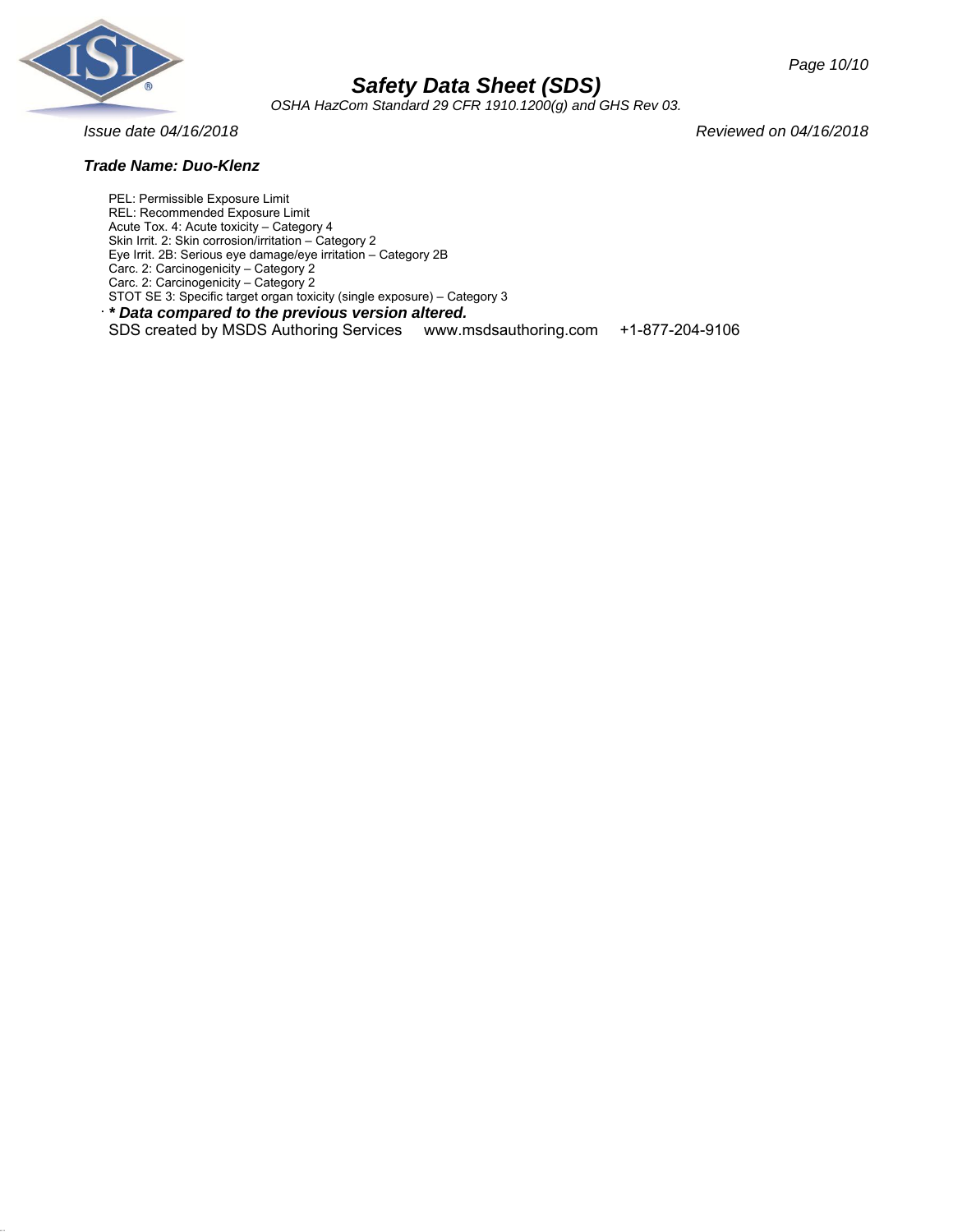PEL: Permissible Exposure Limit
REL: Recommended Exposure Limit
Acute Tox. 4: Acute toxicity – Category 4
Skin Irrit. 2: Skin corrosion/irritation – Category 2
Eye Irrit. 2B: Serious eye damage/eye irritation – Category 2B
Carc. 2: Carcinogenicity – Category 2
Carc. 2: Carcinogenicity – Category 2
STOT SE 3: Specific target organ toxicity (single exposure) – Category 3

· ***** Data compared to the previous version altered.**

SDS created by MSDS Authoring Services www.msdsauthoring.com +1-877-204-9106